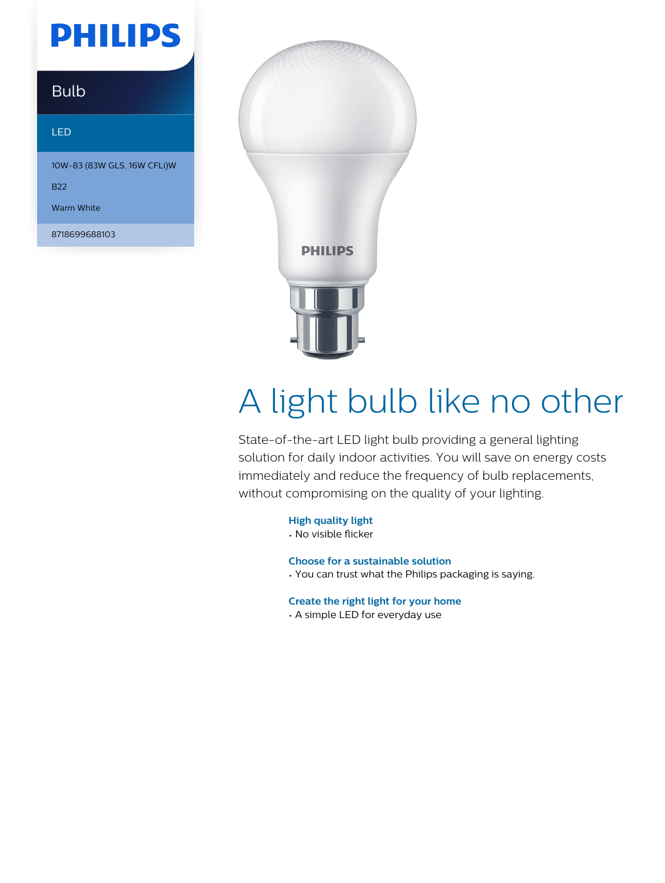PHILIPS

Bulb

LED

10W-83 (83W GLS, 16W CFLi)W

B22

Warm White

8718699688103

# A light bulb like no other

State-of-the-art LED light bulb providing a general lighting solution for daily indoor activities. You will save on energy costs immediately and reduce the frequency of bulb replacements, without compromising on the quality of your lighting.

### High quality light
- No visible flicker

### Choose for a sustainable solution
- You can trust what the Philips packaging is saying.

### Create the right light for your home
- A simple LED for everyday use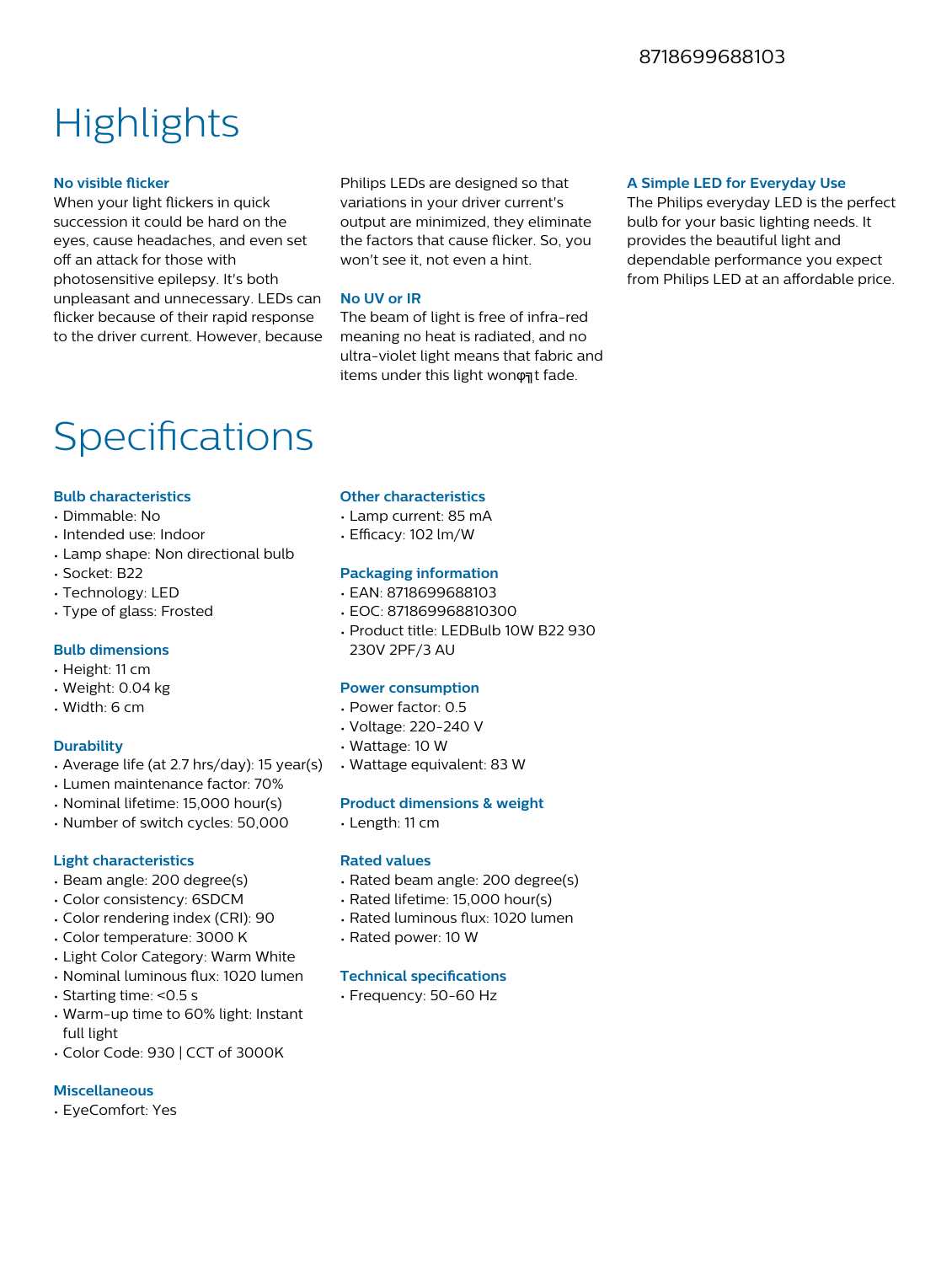# Highlights

### No visible flicker

When your light flickers in quick succession it could be hard on the eyes, cause headaches, and even set off an attack for those with photosensitive epilepsy. It's both unpleasant and unnecessary. LEDs can flicker because of their rapid response to the driver current. However, because Philips LEDs are designed so that variations in your driver current's output are minimized, they eliminate the factors that cause flicker. So, you won't see it, not even a hint.

### No UV or IR

The beam of light is free of infra-red meaning no heat is radiated, and no ultra-violet light means that fabric and items under this light wonφ╗t fade.

### A Simple LED for Everyday Use

The Philips everyday LED is the perfect bulb for your basic lighting needs. It provides the beautiful light and dependable performance you expect from Philips LED at an affordable price.

# Specifications

### Bulb characteristics

- Dimmable: No
- Intended use: Indoor
- Lamp shape: Non directional bulb
- Socket: B22
- Technology: LED
- Type of glass: Frosted

### Bulb dimensions

- Height: 11 cm
- Weight: 0.04 kg
- Width: 6 cm

### Durability

- Average life (at 2.7 hrs/day): 15 year(s)
- Lumen maintenance factor: 70%
- Nominal lifetime: 15,000 hour(s)
- Number of switch cycles: 50,000

### Light characteristics

- Beam angle: 200 degree(s)
- Color consistency: 6SDCM
- Color rendering index (CRI): 90
- Color temperature: 3000 K
- Light Color Category: Warm White
- Nominal luminous flux: 1020 lumen
- Starting time: <0.5 s
- Warm-up time to 60% light: Instant full light
- Color Code: 930 | CCT of 3000K

### Miscellaneous

- EyeComfort: Yes

### Other characteristics

- Lamp current: 85 mA
- Efficacy: 102 lm/W

### Packaging information

- EAN: 8718699688103
- EOC: 871869968810300
- Product title: LEDBulb 10W B22 930 230V 2PF/3 AU

### Power consumption

- Power factor: 0.5
- Voltage: 220-240 V
- Wattage: 10 W
- Wattage equivalent: 83 W

### Product dimensions & weight

- Length: 11 cm

### Rated values

- Rated beam angle: 200 degree(s)
- Rated lifetime: 15,000 hour(s)
- Rated luminous flux: 1020 lumen
- Rated power: 10 W

### Technical specifications

- Frequency: 50-60 Hz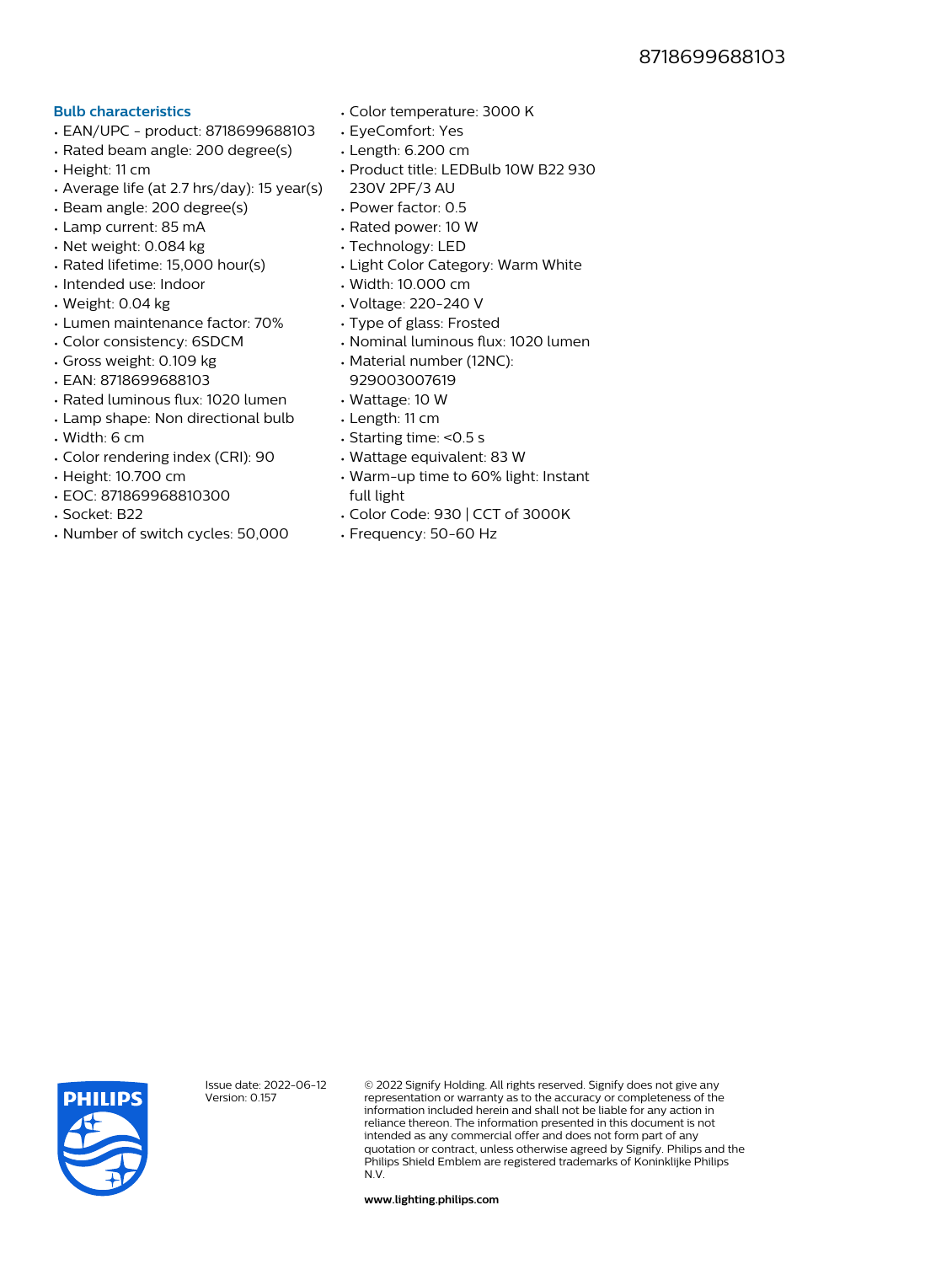8718699688103

## Bulb characteristics

- EAN/UPC - product: 8718699688103
- Rated beam angle: 200 degree(s)
- Height: 11 cm
- Average life (at 2.7 hrs/day): 15 year(s)
- Beam angle: 200 degree(s)
- Lamp current: 85 mA
- Net weight: 0.084 kg
- Rated lifetime: 15,000 hour(s)
- Intended use: Indoor
- Weight: 0.04 kg
- Lumen maintenance factor: 70%
- Color consistency: 6SDCM
- Gross weight: 0.109 kg
- EAN: 8718699688103
- Rated luminous flux: 1020 lumen
- Lamp shape: Non directional bulb
- Width: 6 cm
- Color rendering index (CRI): 90
- Height: 10.700 cm
- EOC: 871869968810300
- Socket: B22
- Number of switch cycles: 50,000
- Color temperature: 3000 K
- EyeComfort: Yes
- Length: 6.200 cm
- Product title: LEDBulb 10W B22 930 230V 2PF/3 AU
- Power factor: 0.5
- Rated power: 10 W
- Technology: LED
- Light Color Category: Warm White
- Width: 10.000 cm
- Voltage: 220-240 V
- Type of glass: Frosted
- Nominal luminous flux: 1020 lumen
- Material number (12NC): 929003007619
- Wattage: 10 W
- Length: 11 cm
- Starting time: <0.5 s
- Wattage equivalent: 83 W
- Warm-up time to 60% light: Instant full light
- Color Code: 930 | CCT of 3000K
- Frequency: 50-60 Hz

Issue date: 2022-06-12
Version: 0.157

© 2022 Signify Holding. All rights reserved. Signify does not give any representation or warranty as to the accuracy or completeness of the information included herein and shall not be liable for any action in reliance thereon. The information presented in this document is not intended as any commercial offer and does not form part of any quotation or contract, unless otherwise agreed by Signify. Philips and the Philips Shield Emblem are registered trademarks of Koninklijke Philips N.V.

www.lighting.philips.com